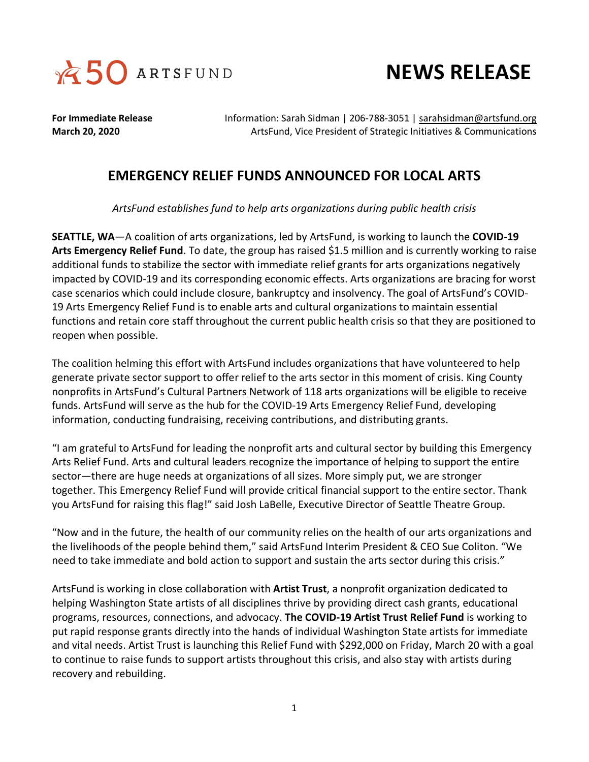50 ARTSFUND

# NEWS RELEASE

**For Immediate Release**
**March 20, 2020**

Information: Sarah Sidman | 206-788-3051 | sarahsidman@artsfund.org
ArtsFund, Vice President of Strategic Initiatives & Communications

## EMERGENCY RELIEF FUNDS ANNOUNCED FOR LOCAL ARTS

*ArtsFund establishes fund to help arts organizations during public health crisis*

**SEATTLE, WA**—A coalition of arts organizations, led by ArtsFund, is working to launch the **COVID-19 Arts Emergency Relief Fund**. To date, the group has raised $1.5 million and is currently working to raise additional funds to stabilize the sector with immediate relief grants for arts organizations negatively impacted by COVID-19 and its corresponding economic effects. Arts organizations are bracing for worst case scenarios which could include closure, bankruptcy and insolvency. The goal of ArtsFund's COVID-19 Arts Emergency Relief Fund is to enable arts and cultural organizations to maintain essential functions and retain core staff throughout the current public health crisis so that they are positioned to reopen when possible.

The coalition helming this effort with ArtsFund includes organizations that have volunteered to help generate private sector support to offer relief to the arts sector in this moment of crisis. King County nonprofits in ArtsFund's Cultural Partners Network of 118 arts organizations will be eligible to receive funds. ArtsFund will serve as the hub for the COVID-19 Arts Emergency Relief Fund, developing information, conducting fundraising, receiving contributions, and distributing grants.

"I am grateful to ArtsFund for leading the nonprofit arts and cultural sector by building this Emergency Arts Relief Fund. Arts and cultural leaders recognize the importance of helping to support the entire sector—there are huge needs at organizations of all sizes. More simply put, we are stronger together. This Emergency Relief Fund will provide critical financial support to the entire sector. Thank you ArtsFund for raising this flag!" said Josh LaBelle, Executive Director of Seattle Theatre Group.

"Now and in the future, the health of our community relies on the health of our arts organizations and the livelihoods of the people behind them," said ArtsFund Interim President & CEO Sue Coliton. "We need to take immediate and bold action to support and sustain the arts sector during this crisis."

ArtsFund is working in close collaboration with **Artist Trust**, a nonprofit organization dedicated to helping Washington State artists of all disciplines thrive by providing direct cash grants, educational programs, resources, connections, and advocacy. **The COVID-19 Artist Trust Relief Fund** is working to put rapid response grants directly into the hands of individual Washington State artists for immediate and vital needs. Artist Trust is launching this Relief Fund with $292,000 on Friday, March 20 with a goal to continue to raise funds to support artists throughout this crisis, and also stay with artists during recovery and rebuilding.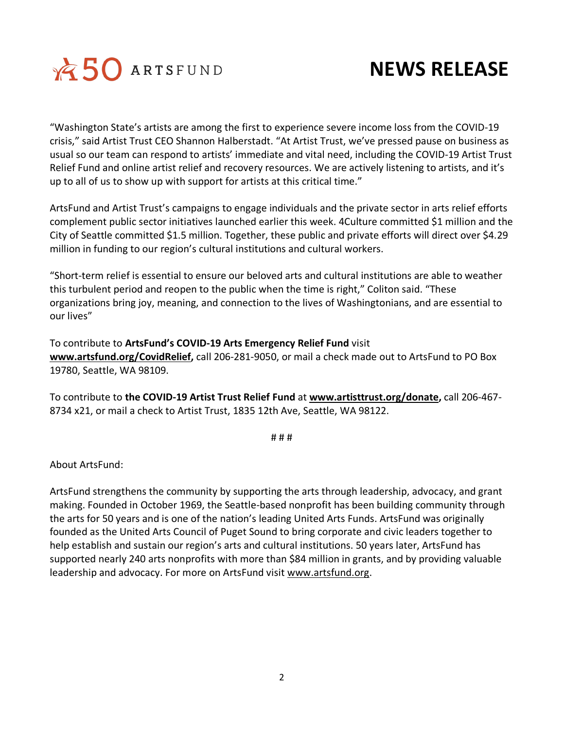“Washington State’s artists are among the first to experience severe income loss from the COVID-19 crisis,” said Artist Trust CEO Shannon Halberstadt. “At Artist Trust, we’ve pressed pause on business as usual so our team can respond to artists’ immediate and vital need, including the COVID-19 Artist Trust Relief Fund and online artist relief and recovery resources. We are actively listening to artists, and it’s up to all of us to show up with support for artists at this critical time.”

ArtsFund and Artist Trust’s campaigns to engage individuals and the private sector in arts relief efforts complement public sector initiatives launched earlier this week. 4Culture committed $1 million and the City of Seattle committed $1.5 million. Together, these public and private efforts will direct over $4.29 million in funding to our region’s cultural institutions and cultural workers.

“Short-term relief is essential to ensure our beloved arts and cultural institutions are able to weather this turbulent period and reopen to the public when the time is right,” Coliton said. “These organizations bring joy, meaning, and connection to the lives of Washingtonians, and are essential to our lives”

To contribute to **ArtsFund’s COVID-19 Arts Emergency Relief Fund** visit **www.artsfund.org/CovidRelief,** call 206-281-9050, or mail a check made out to ArtsFund to PO Box 19780, Seattle, WA 98109.

To contribute to **the COVID-19 Artist Trust Relief Fund** at **www.artisttrust.org/donate,** call 206-467-8734 x21, or mail a check to Artist Trust, 1835 12th Ave, Seattle, WA 98122.

# # #

About ArtsFund:

ArtsFund strengthens the community by supporting the arts through leadership, advocacy, and grant making. Founded in October 1969, the Seattle-based nonprofit has been building community through the arts for 50 years and is one of the nation’s leading United Arts Funds. ArtsFund was originally founded as the United Arts Council of Puget Sound to bring corporate and civic leaders together to help establish and sustain our region’s arts and cultural institutions. 50 years later, ArtsFund has supported nearly 240 arts nonprofits with more than $84 million in grants, and by providing valuable leadership and advocacy. For more on ArtsFund visit www.artsfund.org.